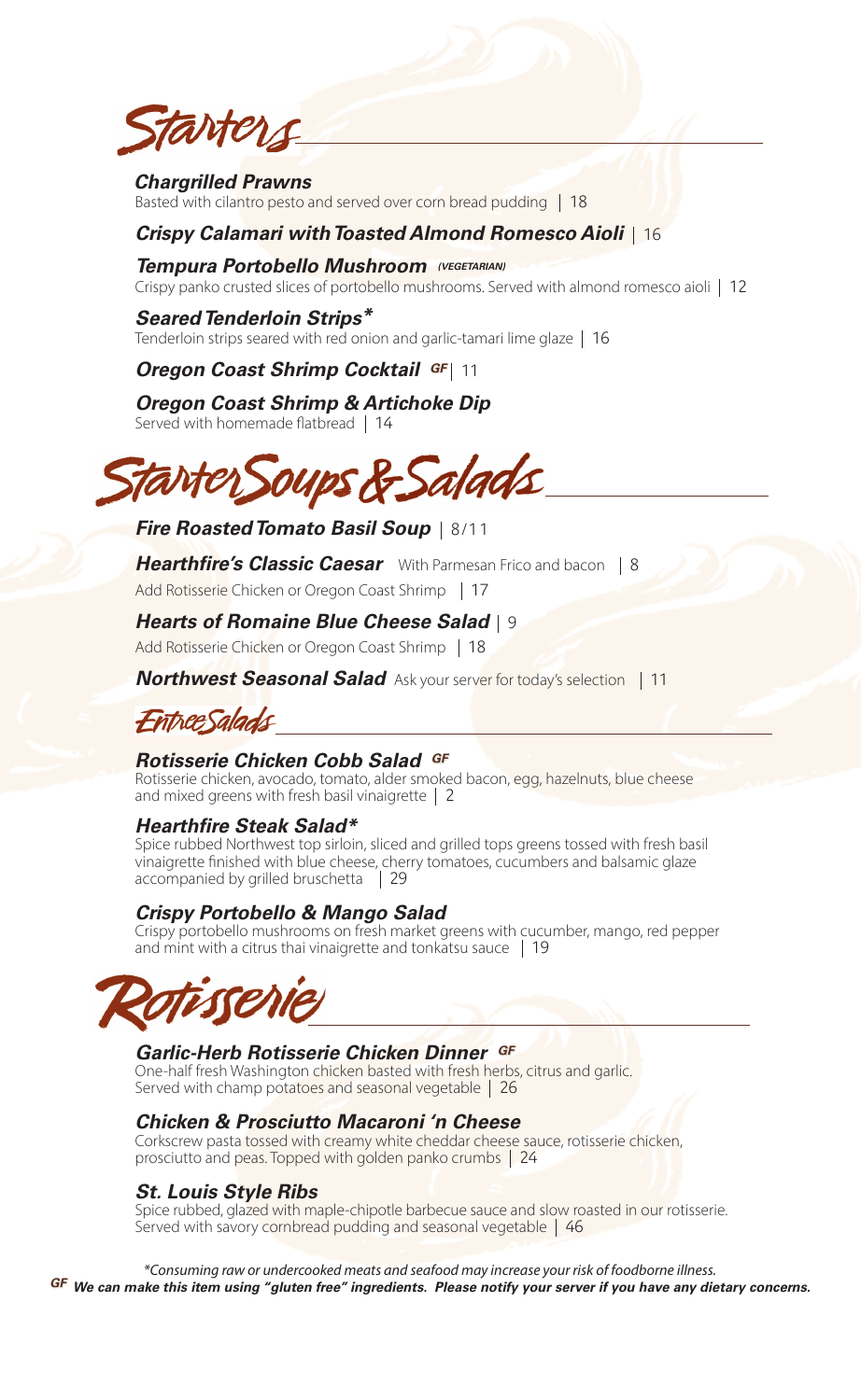# Starters

***Chargrilled Prawns***
Basted with cilantro pesto and served over corn bread pudding | 18

***Crispy Calamari with Toasted Almond Romesco Aioli*** | 16

***Tempura Portobello Mushroom*** *(VEGETARIAN)*
Crispy panko crusted slices of portobello mushrooms. Served with almond romesco aioli | 12

***Seared Tenderloin Strips****
Tenderloin strips seared with red onion and garlic-tamari lime glaze | 16

***Oregon Coast Shrimp Cocktail*** *GF* | 11

***Oregon Coast Shrimp & Artichoke Dip***
Served with homemade flatbread | 14

# Starter Soups & Salads

***Fire Roasted Tomato Basil Soup*** | 8/11

***Hearthfire's Classic Caesar*** With Parmesan Frico and bacon | 8
Add Rotisserie Chicken or Oregon Coast Shrimp | 17

***Hearts of Romaine Blue Cheese Salad*** | 9
Add Rotisserie Chicken or Oregon Coast Shrimp | 18

***Northwest Seasonal Salad*** Ask your server for today's selection | 11

# Entree Salads

***Rotisserie Chicken Cobb Salad*** *GF*
Rotisserie chicken, avocado, tomato, alder smoked bacon, egg, hazelnuts, blue cheese and mixed greens with fresh basil vinaigrette | 2

***Hearthfire Steak Salad****
Spice rubbed Northwest top sirloin, sliced and grilled tops greens tossed with fresh basil vinaigrette finished with blue cheese, cherry tomatoes, cucumbers and balsamic glaze accompanied by grilled bruschetta | 29

***Crispy Portobello & Mango Salad***
Crispy portobello mushrooms on fresh market greens with cucumber, mango, red pepper and mint with a citrus thai vinaigrette and tonkatsu sauce | 19

# Rotisserie

***Garlic-Herb Rotisserie Chicken Dinner*** *GF*
One-half fresh Washington chicken basted with fresh herbs, citrus and garlic. Served with champ potatoes and seasonal vegetable | 26

***Chicken & Prosciutto Macaroni 'n Cheese***
Corkscrew pasta tossed with creamy white cheddar cheese sauce, rotisserie chicken, prosciutto and peas. Topped with golden panko crumbs | 24

***St. Louis Style Ribs***
Spice rubbed, glazed with maple-chipotle barbecue sauce and slow roasted in our rotisserie. Served with savory cornbread pudding and seasonal vegetable | 46

*\*Consuming raw or undercooked meats and seafood may increase your risk of foodborne illness.*

***GF We can make this item using "gluten free" ingredients. Please notify your server if you have any dietary concerns.***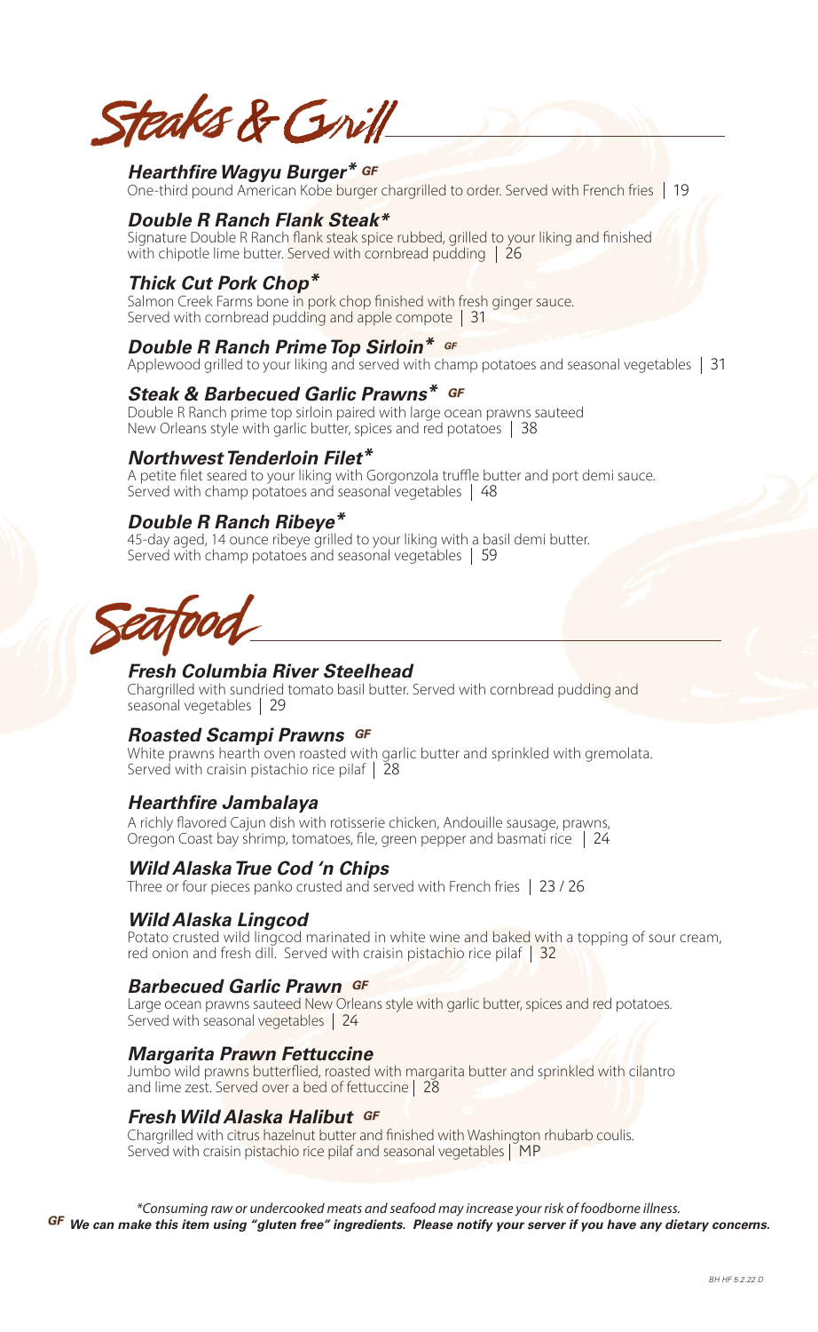# Steaks & Grill

### *Hearthfire Wagyu Burger** *GF*
One-third pound American Kobe burger chargrilled to order. Served with French fries | 19

### *Double R Ranch Flank Steak**
Signature Double R Ranch flank steak spice rubbed, grilled to your liking and finished with chipotle lime butter. Served with cornbread pudding | 26

### *Thick Cut Pork Chop**
Salmon Creek Farms bone in pork chop finished with fresh ginger sauce. Served with cornbread pudding and apple compote | 31

### *Double R Ranch Prime Top Sirloin** *GF*
Applewood grilled to your liking and served with champ potatoes and seasonal vegetables | 31

### *Steak & Barbecued Garlic Prawns** *GF*
Double R Ranch prime top sirloin paired with large ocean prawns sauteed New Orleans style with garlic butter, spices and red potatoes | 38

### *Northwest Tenderloin Filet**
A petite filet seared to your liking with Gorgonzola truffle butter and port demi sauce. Served with champ potatoes and seasonal vegetables | 48

### *Double R Ranch Ribeye**
45-day aged, 14 ounce ribeye grilled to your liking with a basil demi butter. Served with champ potatoes and seasonal vegetables | 59

# Seafood

### *Fresh Columbia River Steelhead*
Chargrilled with sundried tomato basil butter. Served with cornbread pudding and seasonal vegetables | 29

### *Roasted Scampi Prawns* *GF*
White prawns hearth oven roasted with garlic butter and sprinkled with gremolata. Served with craisin pistachio rice pilaf | 28

### *Hearthfire Jambalaya*
A richly flavored Cajun dish with rotisserie chicken, Andouille sausage, prawns, Oregon Coast bay shrimp, tomatoes, file, green pepper and basmati rice | 24

### *Wild Alaska True Cod 'n Chips*
Three or four pieces panko crusted and served with French fries | 23 / 26

### *Wild Alaska Lingcod*
Potato crusted wild lingcod marinated in white wine and baked with a topping of sour cream, red onion and fresh dill. Served with craisin pistachio rice pilaf | 32

### *Barbecued Garlic Prawn* *GF*
Large ocean prawns sauteed New Orleans style with garlic butter, spices and red potatoes. Served with seasonal vegetables | 24

### *Margarita Prawn Fettuccine*
Jumbo wild prawns butterflied, roasted with margarita butter and sprinkled with cilantro and lime zest. Served over a bed of fettuccine | 28

### *Fresh Wild Alaska Halibut* *GF*
Chargrilled with citrus hazelnut butter and finished with Washington rhubarb coulis. Served with craisin pistachio rice pilaf and seasonal vegetables | MP

*\*Consuming raw or undercooked meats and seafood may increase your risk of foodborne illness.*

***GF* We can make this item using "gluten free" ingredients. Please notify your server if you have any dietary concerns.**

*BH HF 5.2.22 D*